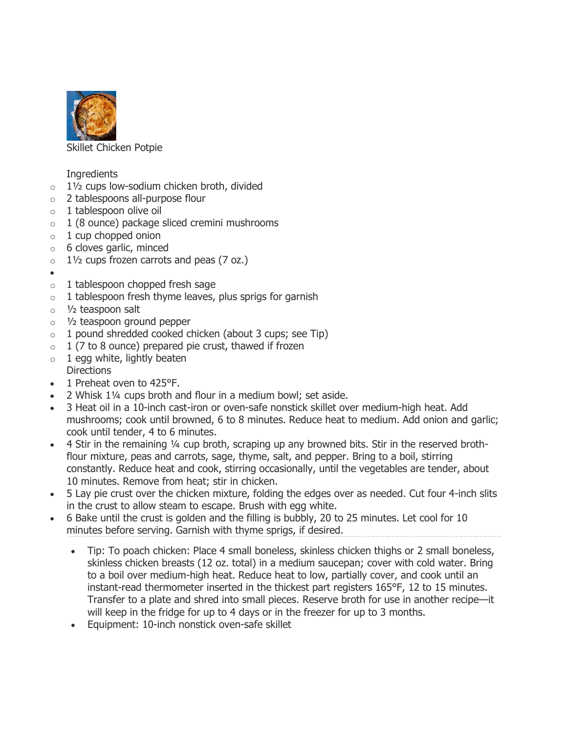# Skillet Chicken Potpie

## Ingredients

- 1½ cups low-sodium chicken broth, divided
- 2 tablespoons all-purpose flour
- 1 tablespoon olive oil
- 1 (8 ounce) package sliced cremini mushrooms
- 1 cup chopped onion
- 6 cloves garlic, minced
- 1½ cups frozen carrots and peas (7 oz.)
- 1 tablespoon chopped fresh sage
- 1 tablespoon fresh thyme leaves, plus sprigs for garnish
- ½ teaspoon salt
- ½ teaspoon ground pepper
- 1 pound shredded cooked chicken (about 3 cups; see Tip)
- 1 (7 to 8 ounce) prepared pie crust, thawed if frozen
- 1 egg white, lightly beaten

## Directions

- 1 Preheat oven to 425°F.
- 2 Whisk 1¼ cups broth and flour in a medium bowl; set aside.
- 3 Heat oil in a 10-inch cast-iron or oven-safe nonstick skillet over medium-high heat. Add mushrooms; cook until browned, 6 to 8 minutes. Reduce heat to medium. Add onion and garlic; cook until tender, 4 to 6 minutes.
- 4 Stir in the remaining ¼ cup broth, scraping up any browned bits. Stir in the reserved broth-flour mixture, peas and carrots, sage, thyme, salt, and pepper. Bring to a boil, stirring constantly. Reduce heat and cook, stirring occasionally, until the vegetables are tender, about 10 minutes. Remove from heat; stir in chicken.
- 5 Lay pie crust over the chicken mixture, folding the edges over as needed. Cut four 4-inch slits in the crust to allow steam to escape. Brush with egg white.
- 6 Bake until the crust is golden and the filling is bubbly, 20 to 25 minutes. Let cool for 10 minutes before serving. Garnish with thyme sprigs, if desired.

---

- Tip: To poach chicken: Place 4 small boneless, skinless chicken thighs or 2 small boneless, skinless chicken breasts (12 oz. total) in a medium saucepan; cover with cold water. Bring to a boil over medium-high heat. Reduce heat to low, partially cover, and cook until an instant-read thermometer inserted in the thickest part registers 165°F, 12 to 15 minutes. Transfer to a plate and shred into small pieces. Reserve broth for use in another recipe—it will keep in the fridge for up to 4 days or in the freezer for up to 3 months.
- Equipment: 10-inch nonstick oven-safe skillet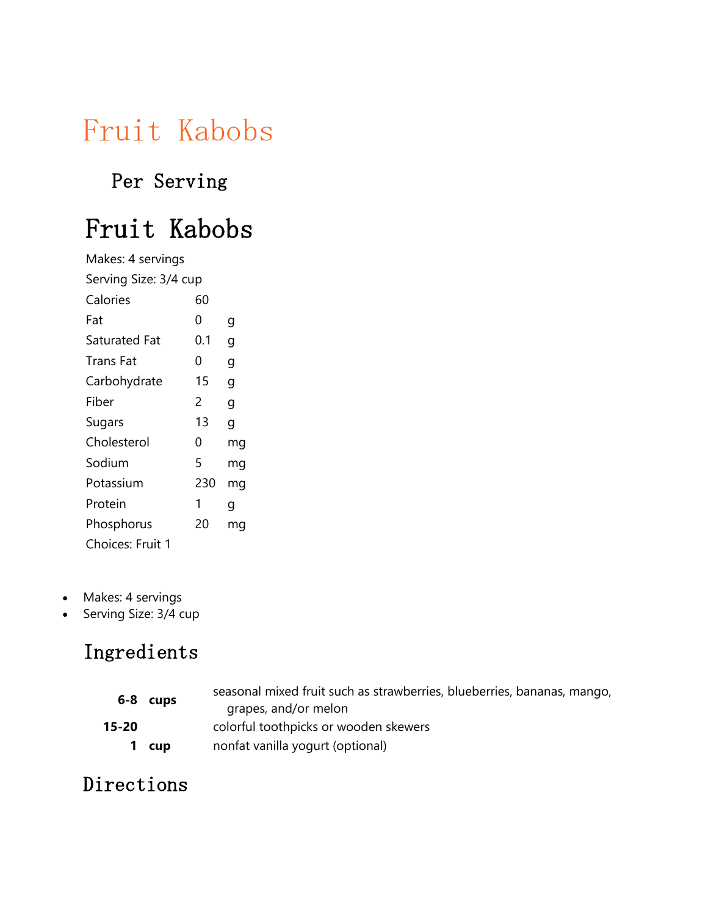# Fruit Kabobs

### Per Serving

# Fruit Kabobs

Makes: 4 servings

Serving Size: 3/4 cup

| | | |
|---|---|---|
| Calories | 60 | |
| Fat | 0 | g |
| Saturated Fat | 0.1 | g |
| Trans Fat | 0 | g |
| Carbohydrate | 15 | g |
| Fiber | 2 | g |
| Sugars | 13 | g |
| Cholesterol | 0 | mg |
| Sodium | 5 | mg |
| Potassium | 230 | mg |
| Protein | 1 | g |
| Phosphorus | 20 | mg |

Choices: Fruit 1

- Makes: 4 servings
- Serving Size: 3/4 cup

## Ingredients

| | | |
|---|---|---|
| **6-8** | **cups** | seasonal mixed fruit such as strawberries, blueberries, bananas, mango, grapes, and/or melon |
| **15-20** | | colorful toothpicks or wooden skewers |
| **1** | **cup** | nonfat vanilla yogurt (optional) |

## Directions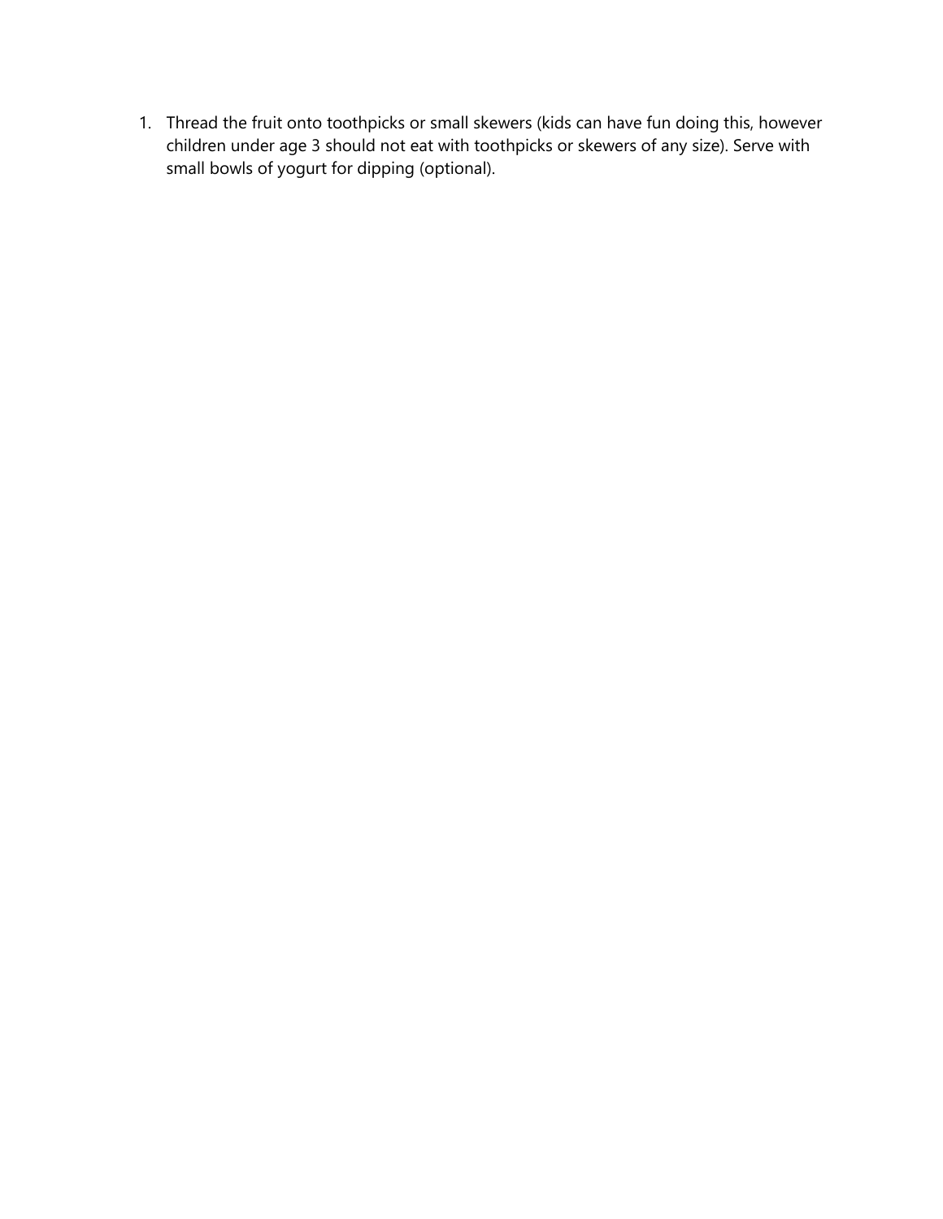1. Thread the fruit onto toothpicks or small skewers (kids can have fun doing this, however children under age 3 should not eat with toothpicks or skewers of any size). Serve with small bowls of yogurt for dipping (optional).